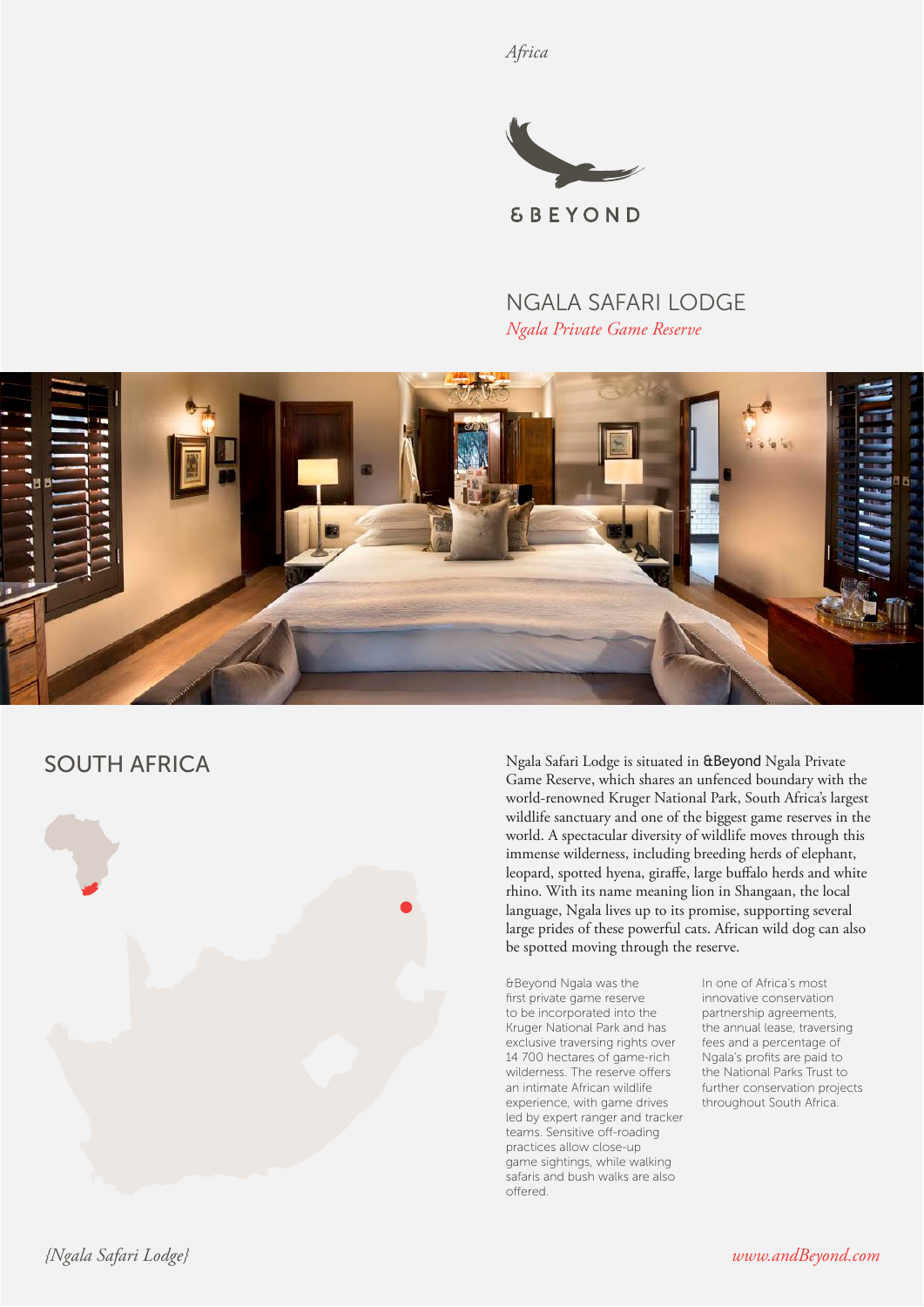*Africa*

&BEYOND

# NGALA SAFARI LODGE

*Ngala Private Game Reserve*

## SOUTH AFRICA

Ngala Safari Lodge is situated in &Beyond Ngala Private Game Reserve, which shares an unfenced boundary with the world-renowned Kruger National Park, South Africa's largest wildlife sanctuary and one of the biggest game reserves in the world. A spectacular diversity of wildlife moves through this immense wilderness, including breeding herds of elephant, leopard, spotted hyena, giraffe, large buffalo herds and white rhino. With its name meaning lion in Shangaan, the local language, Ngala lives up to its promise, supporting several large prides of these powerful cats. African wild dog can also be spotted moving through the reserve.

&Beyond Ngala was the first private game reserve to be incorporated into the Kruger National Park and has exclusive traversing rights over 14 700 hectares of game-rich wilderness. The reserve offers an intimate African wildlife experience, with game drives led by expert ranger and tracker teams. Sensitive off-roading practices allow close-up game sightings, while walking safaris and bush walks are also offered.

In one of Africa's most innovative conservation partnership agreements, the annual lease, traversing fees and a percentage of Ngala's profits are paid to the National Parks Trust to further conservation projects throughout South Africa.

*{Ngala Safari Lodge}*

*www.andBeyond.com*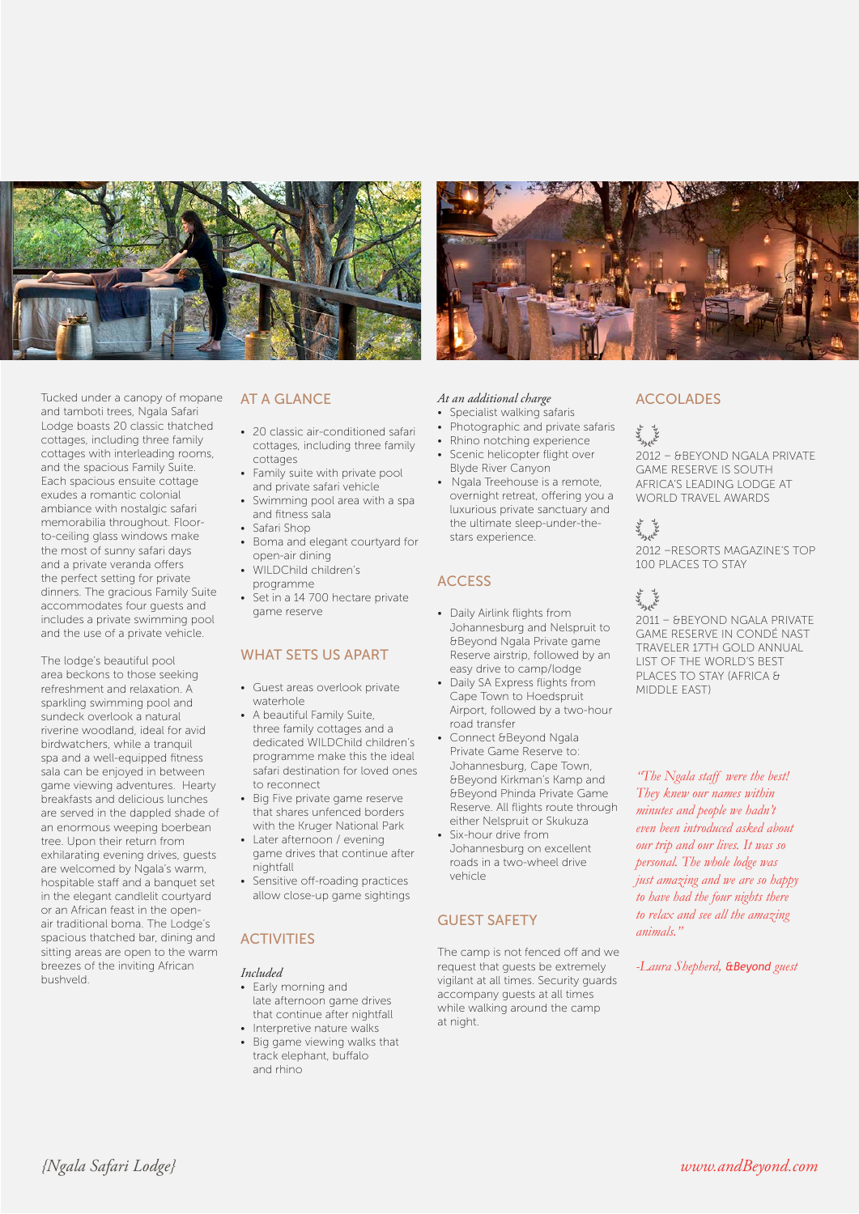Tucked under a canopy of mopane and tamboti trees, Ngala Safari Lodge boasts 20 classic thatched cottages, including three family cottages with interleading rooms, and the spacious Family Suite. Each spacious ensuite cottage exudes a romantic colonial ambiance with nostalgic safari memorabilia throughout. Floor-to-ceiling glass windows make the most of sunny safari days and a private veranda offers the perfect setting for private dinners. The gracious Family Suite accommodates four guests and includes a private swimming pool and the use of a private vehicle.

The lodge's beautiful pool area beckons to those seeking refreshment and relaxation. A sparkling swimming pool and sundeck overlook a natural riverine woodland, ideal for avid birdwatchers, while a tranquil spa and a well-equipped fitness sala can be enjoyed in between game viewing adventures. Hearty breakfasts and delicious lunches are served in the dappled shade of an enormous weeping boerbean tree. Upon their return from exhilarating evening drives, guests are welcomed by Ngala's warm, hospitable staff and a banquet set in the elegant candlelit courtyard or an African feast in the open-air traditional boma. The Lodge's spacious thatched bar, dining and sitting areas are open to the warm breezes of the inviting African bushveld.

## AT A GLANCE

- 20 classic air-conditioned safari cottages, including three family cottages
- Family suite with private pool and private safari vehicle
- Swimming pool area with a spa and fitness sala
- Safari Shop
- Boma and elegant courtyard for open-air dining
- WILDChild children's programme
- Set in a 14 700 hectare private game reserve

## WHAT SETS US APART

- Guest areas overlook private waterhole
- A beautiful Family Suite, three family cottages and a dedicated WILDChild children's programme make this the ideal safari destination for loved ones to reconnect
- Big Five private game reserve that shares unfenced borders with the Kruger National Park
- Later afternoon / evening game drives that continue after nightfall
- Sensitive off-roading practices allow close-up game sightings

## ACTIVITIES

*Included*

- Early morning and late afternoon game drives that continue after nightfall
- Interpretive nature walks
- Big game viewing walks that track elephant, buffalo and rhino

*At an additional charge*

- Specialist walking safaris
- Photographic and private safaris
- Rhino notching experience
- Scenic helicopter flight over Blyde River Canyon
- Ngala Treehouse is a remote, overnight retreat, offering you a luxurious private sanctuary and the ultimate sleep-under-the-stars experience.

## ACCESS

- Daily Airlink flights from Johannesburg and Nelspruit to &Beyond Ngala Private game Reserve airstrip, followed by an easy drive to camp/lodge
- Daily SA Express flights from Cape Town to Hoedspruit Airport, followed by a two-hour road transfer
- Connect &Beyond Ngala Private Game Reserve to: Johannesburg, Cape Town, &Beyond Kirkman's Kamp and &Beyond Phinda Private Game Reserve. All flights route through either Nelspruit or Skukuza
- Six-hour drive from Johannesburg on excellent roads in a two-wheel drive vehicle

## GUEST SAFETY

The camp is not fenced off and we request that guests be extremely vigilant at all times. Security guards accompany guests at all times while walking around the camp at night.

## ACCOLADES

2012 – &BEYOND NGALA PRIVATE GAME RESERVE IS SOUTH AFRICA'S LEADING LODGE AT WORLD TRAVEL AWARDS

2012 –RESORTS MAGAZINE'S TOP 100 PLACES TO STAY

2011 – &BEYOND NGALA PRIVATE GAME RESERVE IN CONDÉ NAST TRAVELER 17TH GOLD ANNUAL LIST OF THE WORLD'S BEST PLACES TO STAY (AFRICA & MIDDLE EAST)

*"The Ngala staff were the best! They knew our names within minutes and people we hadn't even been introduced asked about our trip and our lives. It was so personal. The whole lodge was just amazing and we are so happy to have had the four nights there to relax and see all the amazing animals."*

*-Laura Shepherd, &Beyond guest*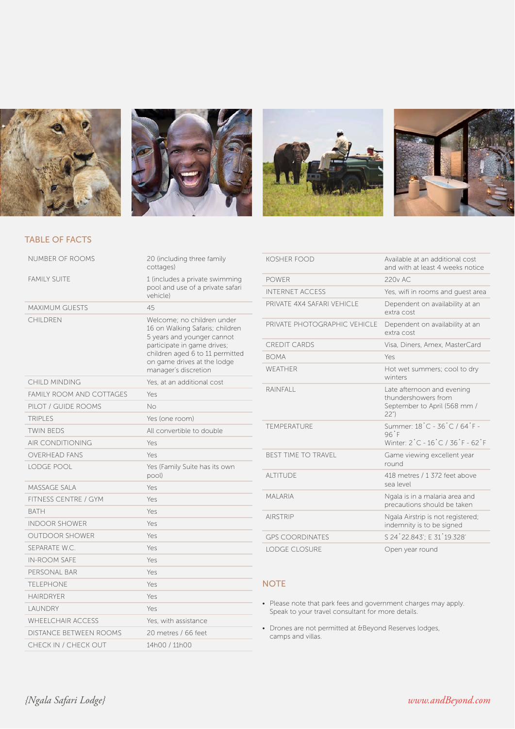## TABLE OF FACTS

| | |
|---|---|
| NUMBER OF ROOMS | 20 (including three family cottages) |
| FAMILY SUITE | 1 (includes a private swimming pool and use of a private safari vehicle) |
| MAXIMUM GUESTS | 45 |
| CHILDREN | Welcome; no children under 16 on Walking Safaris; children 5 years and younger cannot participate in game drives; children aged 6 to 11 permitted on game drives at the lodge manager's discretion |
| CHILD MINDING | Yes, at an additional cost |
| FAMILY ROOM AND COTTAGES | Yes |
| PILOT / GUIDE ROOMS | No |
| TRIPLES | Yes (one room) |
| TWIN BEDS | All convertible to double |
| AIR CONDITIONING | Yes |
| OVERHEAD FANS | Yes |
| LODGE POOL | Yes (Family Suite has its own pool) |
| MASSAGE SALA | Yes |
| FITNESS CENTRE / GYM | Yes |
| BATH | Yes |
| INDOOR SHOWER | Yes |
| OUTDOOR SHOWER | Yes |
| SEPARATE W.C. | Yes |
| IN-ROOM SAFE | Yes |
| PERSONAL BAR | Yes |
| TELEPHONE | Yes |
| HAIRDRYER | Yes |
| LAUNDRY | Yes |
| WHEELCHAIR ACCESS | Yes, with assistance |
| DISTANCE BETWEEN ROOMS | 20 metres / 66 feet |
| CHECK IN / CHECK OUT | 14h00 / 11h00 |
| KOSHER FOOD | Available at an additional cost and with at least 4 weeks notice |
| POWER | 220v AC |
| INTERNET ACCESS | Yes, wifi in rooms and guest area |
| PRIVATE 4X4 SAFARI VEHICLE | Dependent on availability at an extra cost |
| PRIVATE PHOTOGRAPHIC VEHICLE | Dependent on availability at an extra cost |
| CREDIT CARDS | Visa, Diners, Amex, MasterCard |
| BOMA | Yes |
| WEATHER | Hot wet summers; cool to dry winters |
| RAINFALL | Late afternoon and evening thundershowers from September to April (568 mm / 22") |
| TEMPERATURE | Summer: 18˚C - 36˚C / 64˚F - 96˚F<br>Winter: 2˚C - 16˚C / 36˚F - 62˚F |
| BEST TIME TO TRAVEL | Game viewing excellent year round |
| ALTITUDE | 418 metres / 1 372 feet above sea level |
| MALARIA | Ngala is in a malaria area and precautions should be taken |
| AIRSTRIP | Ngala Airstrip is not registered; indemnity is to be signed |
| GPS COORDINATES | S 24˚22.843'; E 31˚19.328' |
| LODGE CLOSURE | Open year round |

## NOTE

- Please note that park fees and government charges may apply. Speak to your travel consultant for more details.
- Drones are not permitted at &Beyond Reserves lodges, camps and villas.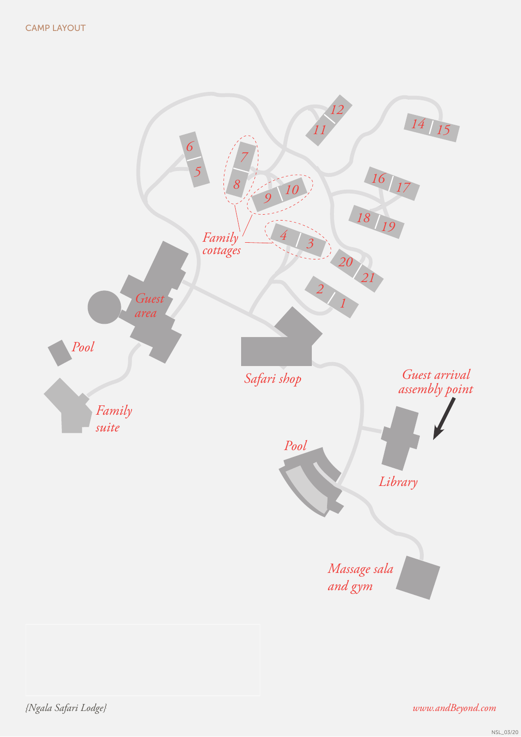CAMP LAYOUT

Family cottages

6
5
7
8
9
10
4
3
11
12
14
15
16
17
18
19
20
21
2
1

Guest area

Pool

Family suite

Safari shop

Guest arrival assembly point

Library

Pool

Massage sala and gym

{Ngala Safari Lodge}

www.andBeyond.com

NSL_03/20